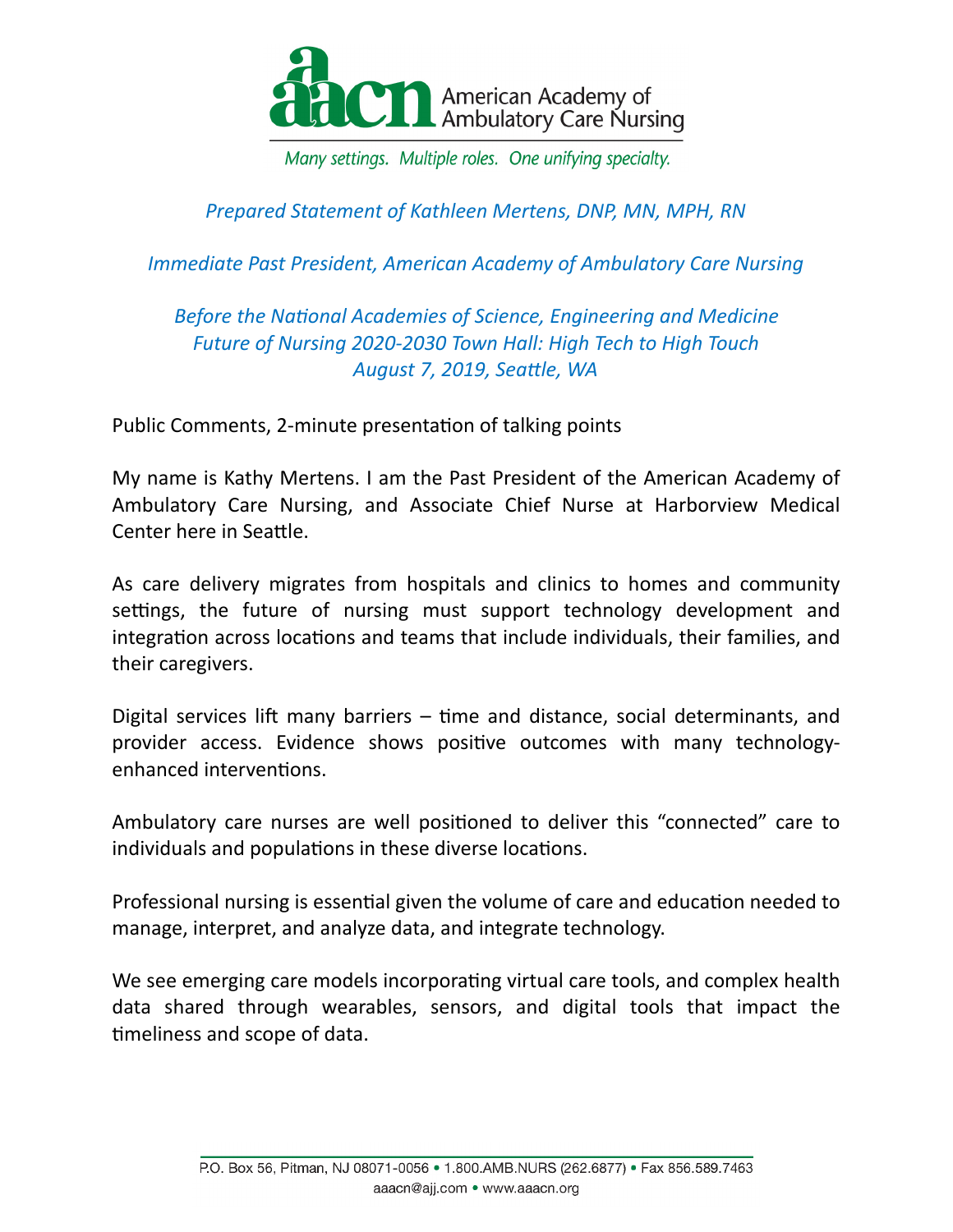American Academy of Ambulatory Care Nursing

*Many settings. Multiple roles. One unifying specialty.*

*Prepared Statement of Kathleen Mertens, DNP, MN, MPH, RN*

*Immediate Past President, American Academy of Ambulatory Care Nursing*

*Before the National Academies of Science, Engineering and Medicine*
*Future of Nursing 2020-2030 Town Hall: High Tech to High Touch*
*August 7, 2019, Seattle, WA*

Public Comments, 2-minute presentation of talking points

My name is Kathy Mertens. I am the Past President of the American Academy of Ambulatory Care Nursing, and Associate Chief Nurse at Harborview Medical Center here in Seattle.

As care delivery migrates from hospitals and clinics to homes and community settings, the future of nursing must support technology development and integration across locations and teams that include individuals, their families, and their caregivers.

Digital services lift many barriers – time and distance, social determinants, and provider access. Evidence shows positive outcomes with many technology-enhanced interventions.

Ambulatory care nurses are well positioned to deliver this "connected" care to individuals and populations in these diverse locations.

Professional nursing is essential given the volume of care and education needed to manage, interpret, and analyze data, and integrate technology.

We see emerging care models incorporating virtual care tools, and complex health data shared through wearables, sensors, and digital tools that impact the timeliness and scope of data.

P.O. Box 56, Pitman, NJ 08071-0056 • 1.800.AMB.NURS (262.6877) • Fax 856.589.7463
aaacn@ajj.com • www.aaacn.org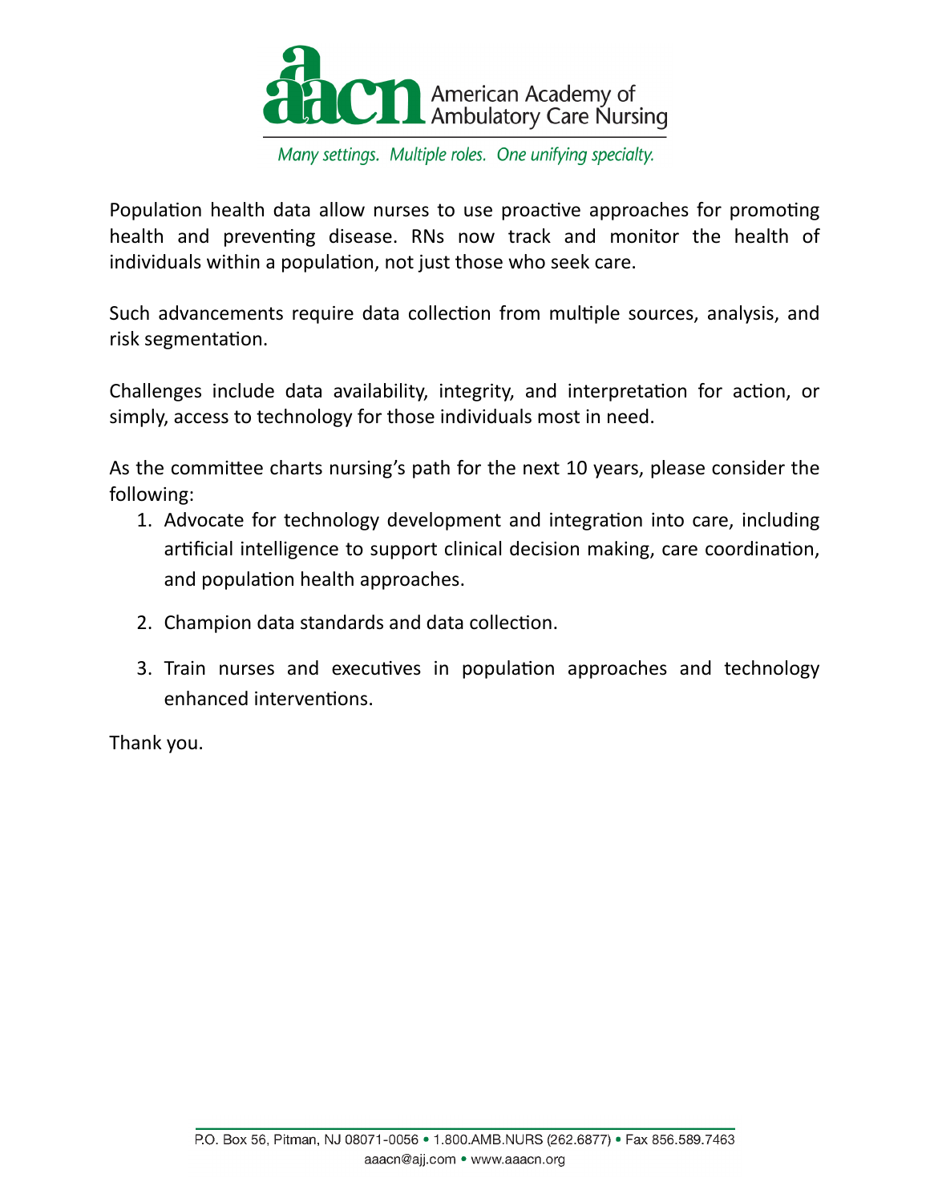Population health data allow nurses to use proactive approaches for promoting health and preventing disease. RNs now track and monitor the health of individuals within a population, not just those who seek care.

Such advancements require data collection from multiple sources, analysis, and risk segmentation.

Challenges include data availability, integrity, and interpretation for action, or simply, access to technology for those individuals most in need.

As the committee charts nursing's path for the next 10 years, please consider the following:

1. Advocate for technology development and integration into care, including artificial intelligence to support clinical decision making, care coordination, and population health approaches.
2. Champion data standards and data collection.
3. Train nurses and executives in population approaches and technology enhanced interventions.

Thank you.